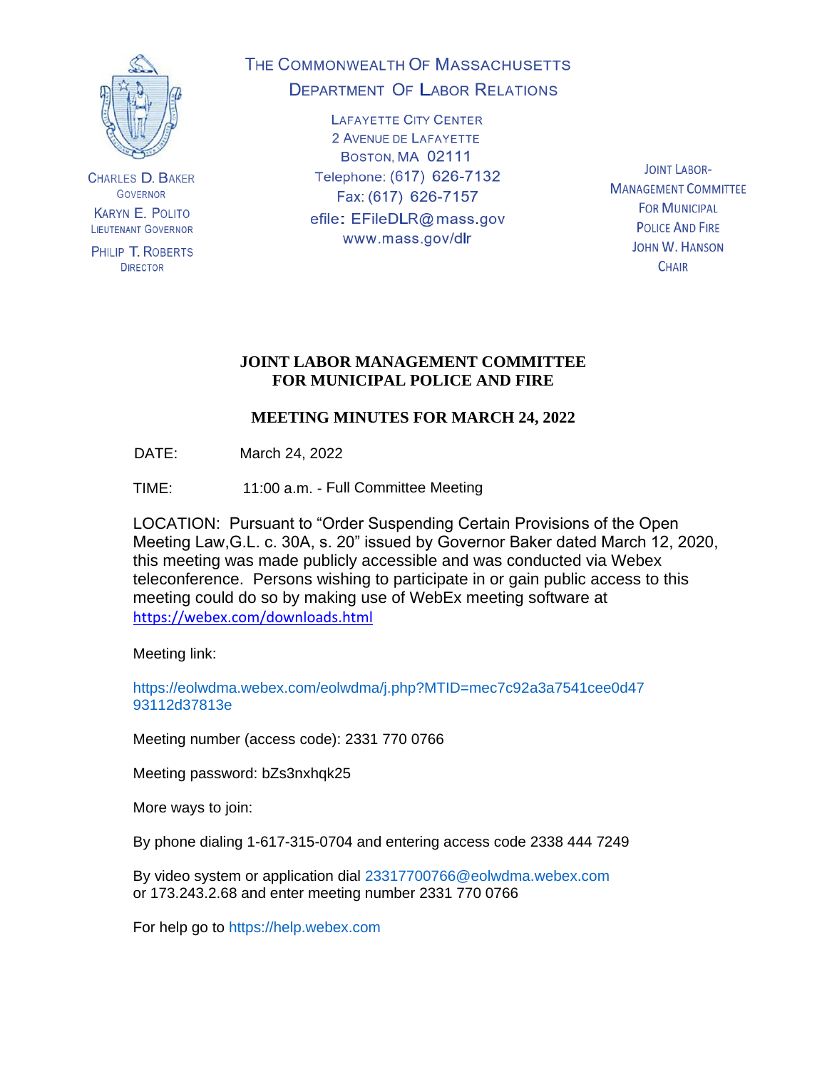CHARLES D. BAKER
GOVERNOR

KARYN E. POLITO
LIEUTENANT GOVERNOR

PHILIP T. ROBERTS
DIRECTOR

THE COMMONWEALTH OF MASSACHUSETTS
DEPARTMENT OF LABOR RELATIONS

LAFAYETTE CITY CENTER
2 AVENUE DE LAFAYETTE
BOSTON, MA 02111
Telephone: (617) 626-7132
Fax: (617) 626-7157
efile: EFileDLR@mass.gov
www.mass.gov/dlr

JOINT LABOR-MANAGEMENT COMMITTEE
FOR MUNICIPAL POLICE AND FIRE
JOHN W. HANSON
CHAIR

# JOINT LABOR MANAGEMENT COMMITTEE FOR MUNICIPAL POLICE AND FIRE

## MEETING MINUTES FOR MARCH 24, 2022

DATE: March 24, 2022

TIME: 11:00 a.m. - Full Committee Meeting

LOCATION: Pursuant to "Order Suspending Certain Provisions of the Open Meeting Law,G.L. c. 30A, s. 20" issued by Governor Baker dated March 12, 2020, this meeting was made publicly accessible and was conducted via Webex teleconference. Persons wishing to participate in or gain public access to this meeting could do so by making use of WebEx meeting software at https://webex.com/downloads.html

Meeting link:

https://eolwdma.webex.com/eolwdma/j.php?MTID=mec7c92a3a7541cee0d4793112d37813e

Meeting number (access code): 2331 770 0766

Meeting password: bZs3nxhqk25

More ways to join:

By phone dialing 1-617-315-0704 and entering access code 2338 444 7249

By video system or application dial 23317700766@eolwdma.webex.com
or 173.243.2.68 and enter meeting number 2331 770 0766

For help go to https://help.webex.com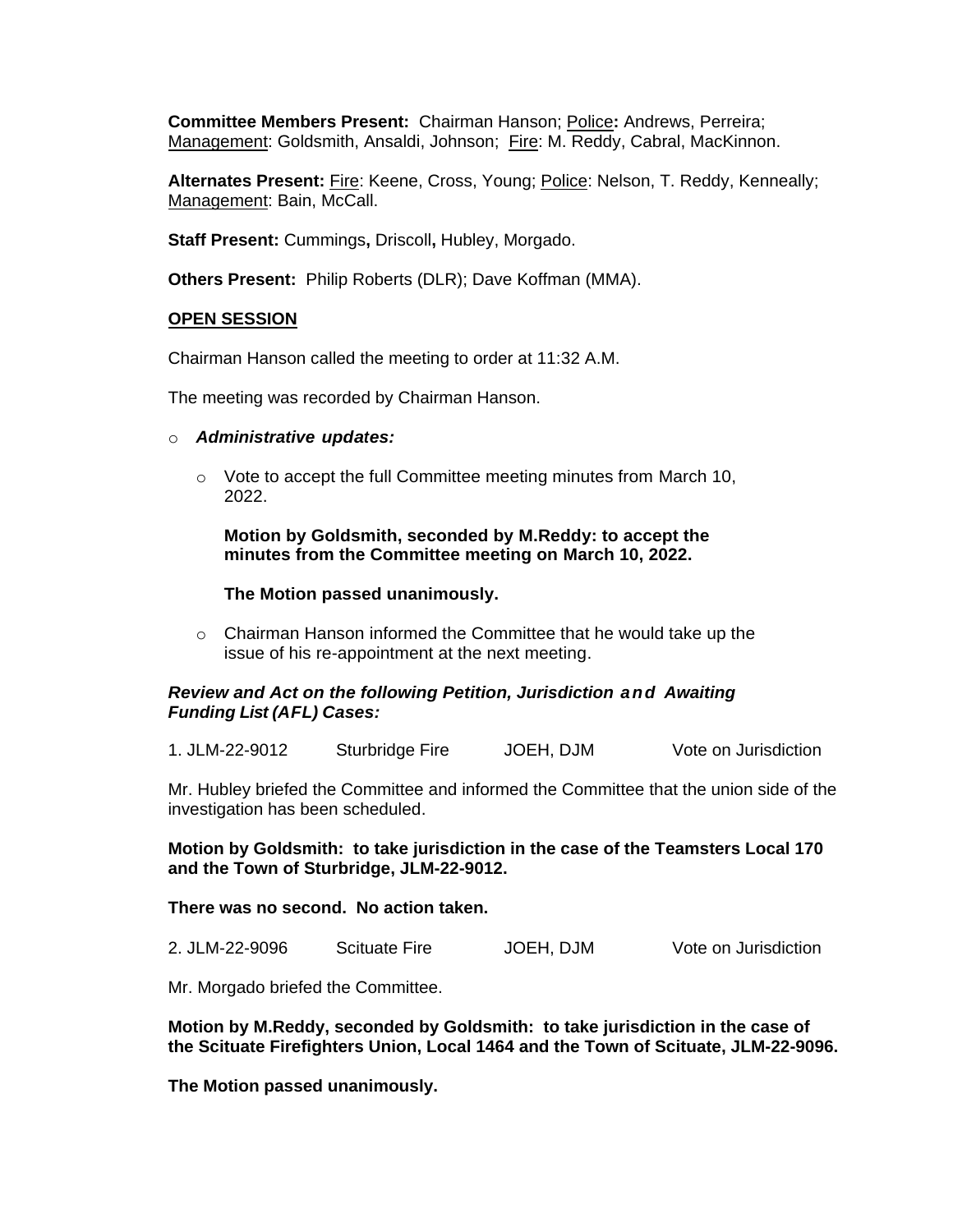**Committee Members Present:** Chairman Hanson; Police**:** Andrews, Perreira; Management: Goldsmith, Ansaldi, Johnson; Fire: M. Reddy, Cabral, MacKinnon.

**Alternates Present:** Fire: Keene, Cross, Young; Police: Nelson, T. Reddy, Kenneally; Management: Bain, McCall.

**Staff Present:** Cummings**,** Driscoll**,** Hubley, Morgado.

**Others Present:** Philip Roberts (DLR); Dave Koffman (MMA).

**OPEN SESSION**

Chairman Hanson called the meeting to order at 11:32 A.M.

The meeting was recorded by Chairman Hanson.

- ***Administrative updates:***

  - Vote to accept the full Committee meeting minutes from March 10, 2022.

    **Motion by Goldsmith, seconded by M.Reddy: to accept the minutes from the Committee meeting on March 10, 2022.**

    **The Motion passed unanimously.**

  - Chairman Hanson informed the Committee that he would take up the issue of his re-appointment at the next meeting.

***Review and Act on the following Petition, Jurisdiction and Awaiting Funding List (AFL) Cases:***

1. JLM-22-9012 Sturbridge Fire JOEH, DJM Vote on Jurisdiction

Mr. Hubley briefed the Committee and informed the Committee that the union side of the investigation has been scheduled.

**Motion by Goldsmith: to take jurisdiction in the case of the Teamsters Local 170 and the Town of Sturbridge, JLM-22-9012.**

**There was no second. No action taken.**

2. JLM-22-9096 Scituate Fire JOEH, DJM Vote on Jurisdiction

Mr. Morgado briefed the Committee.

**Motion by M.Reddy, seconded by Goldsmith: to take jurisdiction in the case of the Scituate Firefighters Union, Local 1464 and the Town of Scituate, JLM-22-9096.**

**The Motion passed unanimously.**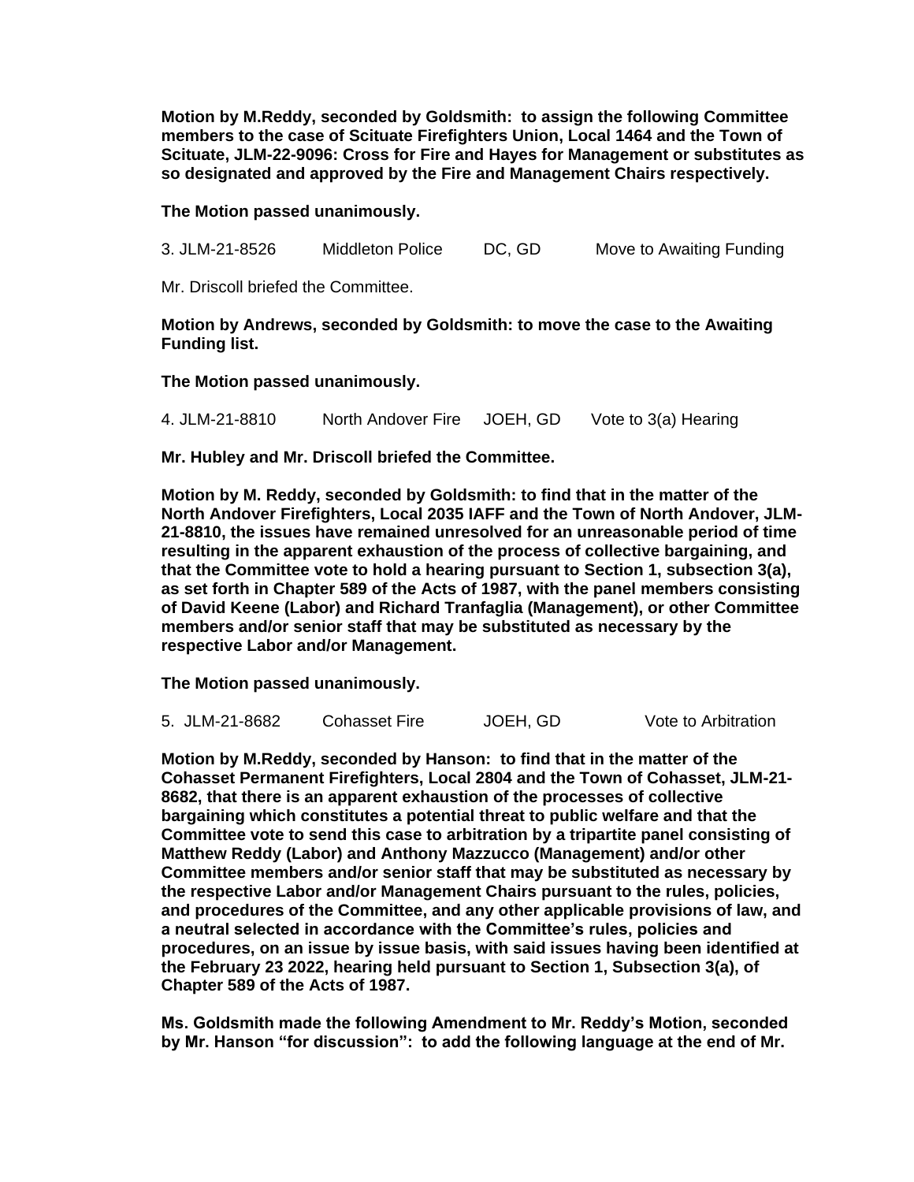**Motion by M.Reddy, seconded by Goldsmith: to assign the following Committee members to the case of Scituate Firefighters Union, Local 1464 and the Town of Scituate, JLM-22-9096: Cross for Fire and Hayes for Management or substitutes as so designated and approved by the Fire and Management Chairs respectively.**

**The Motion passed unanimously.**

3. JLM-21-8526 Middleton Police DC, GD Move to Awaiting Funding

Mr. Driscoll briefed the Committee.

**Motion by Andrews, seconded by Goldsmith: to move the case to the Awaiting Funding list.**

**The Motion passed unanimously.**

4. JLM-21-8810 North Andover Fire JOEH, GD Vote to 3(a) Hearing

**Mr. Hubley and Mr. Driscoll briefed the Committee.**

**Motion by M. Reddy, seconded by Goldsmith: to find that in the matter of the North Andover Firefighters, Local 2035 IAFF and the Town of North Andover, JLM-21-8810, the issues have remained unresolved for an unreasonable period of time resulting in the apparent exhaustion of the process of collective bargaining, and that the Committee vote to hold a hearing pursuant to Section 1, subsection 3(a), as set forth in Chapter 589 of the Acts of 1987, with the panel members consisting of David Keene (Labor) and Richard Tranfaglia (Management), or other Committee members and/or senior staff that may be substituted as necessary by the respective Labor and/or Management.**

**The Motion passed unanimously.**

5. JLM-21-8682 Cohasset Fire JOEH, GD Vote to Arbitration

**Motion by M.Reddy, seconded by Hanson: to find that in the matter of the Cohasset Permanent Firefighters, Local 2804 and the Town of Cohasset, JLM-21-8682, that there is an apparent exhaustion of the processes of collective bargaining which constitutes a potential threat to public welfare and that the Committee vote to send this case to arbitration by a tripartite panel consisting of Matthew Reddy (Labor) and Anthony Mazzucco (Management) and/or other Committee members and/or senior staff that may be substituted as necessary by the respective Labor and/or Management Chairs pursuant to the rules, policies, and procedures of the Committee, and any other applicable provisions of law, and a neutral selected in accordance with the Committee's rules, policies and procedures, on an issue by issue basis, with said issues having been identified at the February 23 2022, hearing held pursuant to Section 1, Subsection 3(a), of Chapter 589 of the Acts of 1987.**

**Ms. Goldsmith made the following Amendment to Mr. Reddy's Motion, seconded by Mr. Hanson "for discussion": to add the following language at the end of Mr.**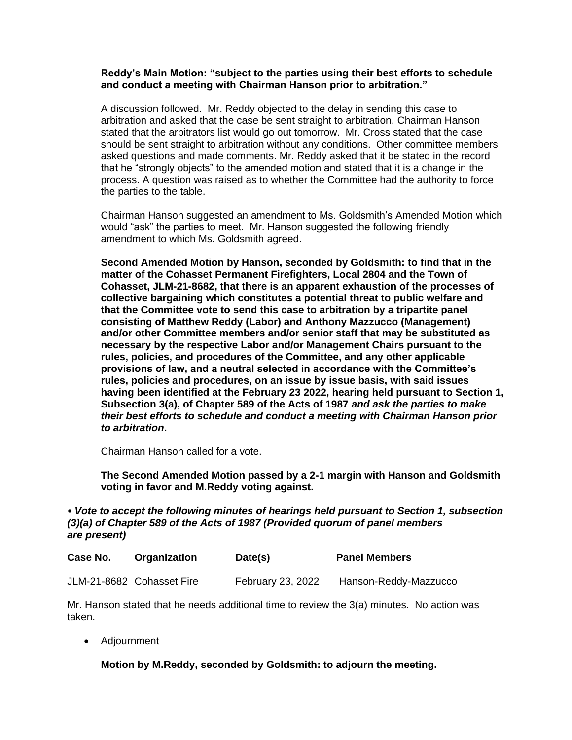**Reddy's Main Motion: "subject to the parties using their best efforts to schedule and conduct a meeting with Chairman Hanson prior to arbitration."**

A discussion followed. Mr. Reddy objected to the delay in sending this case to arbitration and asked that the case be sent straight to arbitration. Chairman Hanson stated that the arbitrators list would go out tomorrow. Mr. Cross stated that the case should be sent straight to arbitration without any conditions. Other committee members asked questions and made comments. Mr. Reddy asked that it be stated in the record that he "strongly objects" to the amended motion and stated that it is a change in the process. A question was raised as to whether the Committee had the authority to force the parties to the table.

Chairman Hanson suggested an amendment to Ms. Goldsmith's Amended Motion which would "ask" the parties to meet. Mr. Hanson suggested the following friendly amendment to which Ms. Goldsmith agreed.

**Second Amended Motion by Hanson, seconded by Goldsmith: to find that in the matter of the Cohasset Permanent Firefighters, Local 2804 and the Town of Cohasset, JLM-21-8682, that there is an apparent exhaustion of the processes of collective bargaining which constitutes a potential threat to public welfare and that the Committee vote to send this case to arbitration by a tripartite panel consisting of Matthew Reddy (Labor) and Anthony Mazzucco (Management) and/or other Committee members and/or senior staff that may be substituted as necessary by the respective Labor and/or Management Chairs pursuant to the rules, policies, and procedures of the Committee, and any other applicable provisions of law, and a neutral selected in accordance with the Committee's rules, policies and procedures, on an issue by issue basis, with said issues having been identified at the February 23 2022, hearing held pursuant to Section 1, Subsection 3(a), of Chapter 589 of the Acts of 1987 *and ask the parties to make their best efforts to schedule and conduct a meeting with Chairman Hanson prior to arbitration*.**

Chairman Hanson called for a vote.

**The Second Amended Motion passed by a 2-1 margin with Hanson and Goldsmith voting in favor and M.Reddy voting against.**

***• Vote to accept the following minutes of hearings held pursuant to Section 1, subsection (3)(a) of Chapter 589 of the Acts of 1987 (Provided quorum of panel members are present)***

| Case No. | Organization | Date(s) | Panel Members |
|---|---|---|---|
| JLM-21-8682 | Cohasset Fire | February 23, 2022 | Hanson-Reddy-Mazzucco |

Mr. Hanson stated that he needs additional time to review the 3(a) minutes. No action was taken.

- Adjournment

**Motion by M.Reddy, seconded by Goldsmith: to adjourn the meeting.**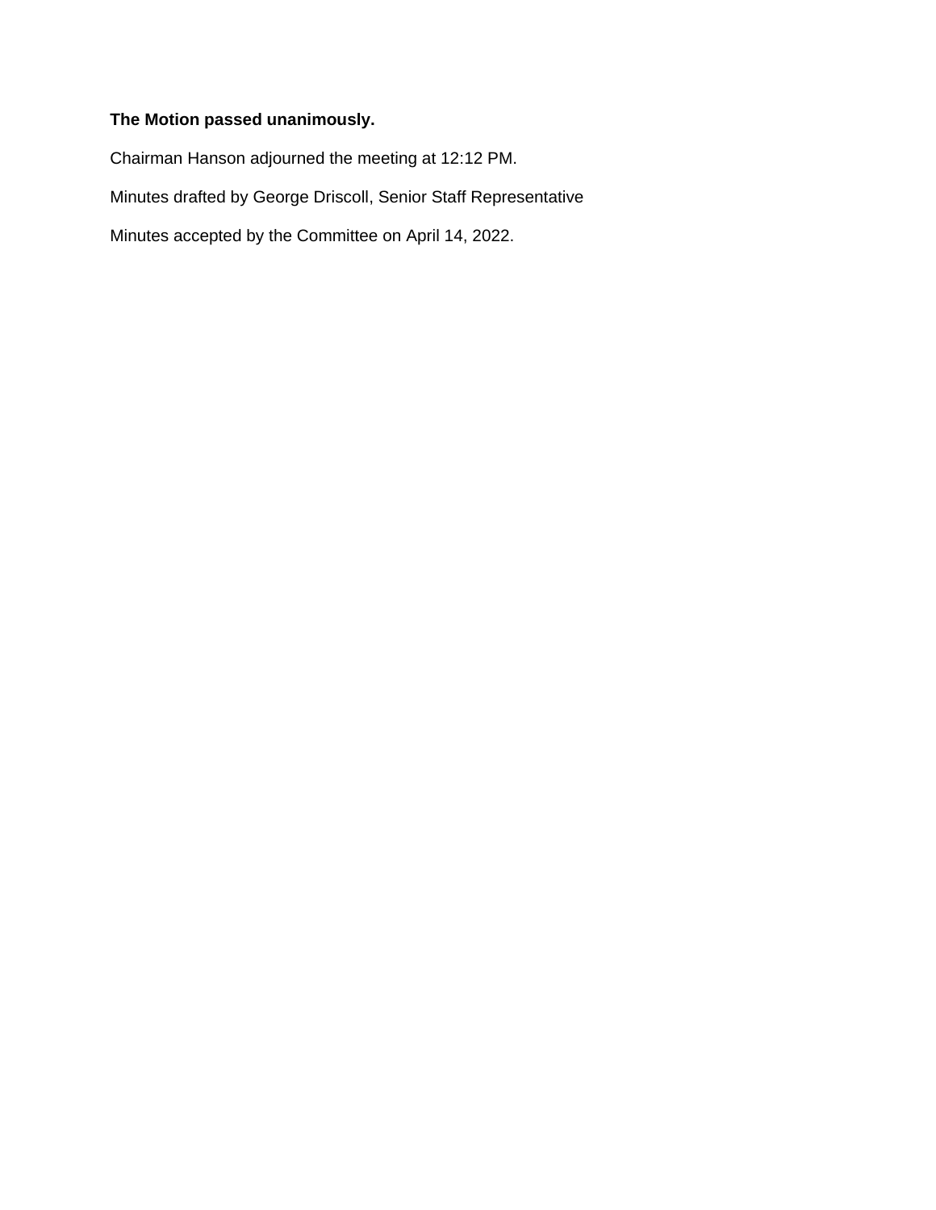**The Motion passed unanimously.**

Chairman Hanson adjourned the meeting at 12:12 PM.

Minutes drafted by George Driscoll, Senior Staff Representative

Minutes accepted by the Committee on April 14, 2022.